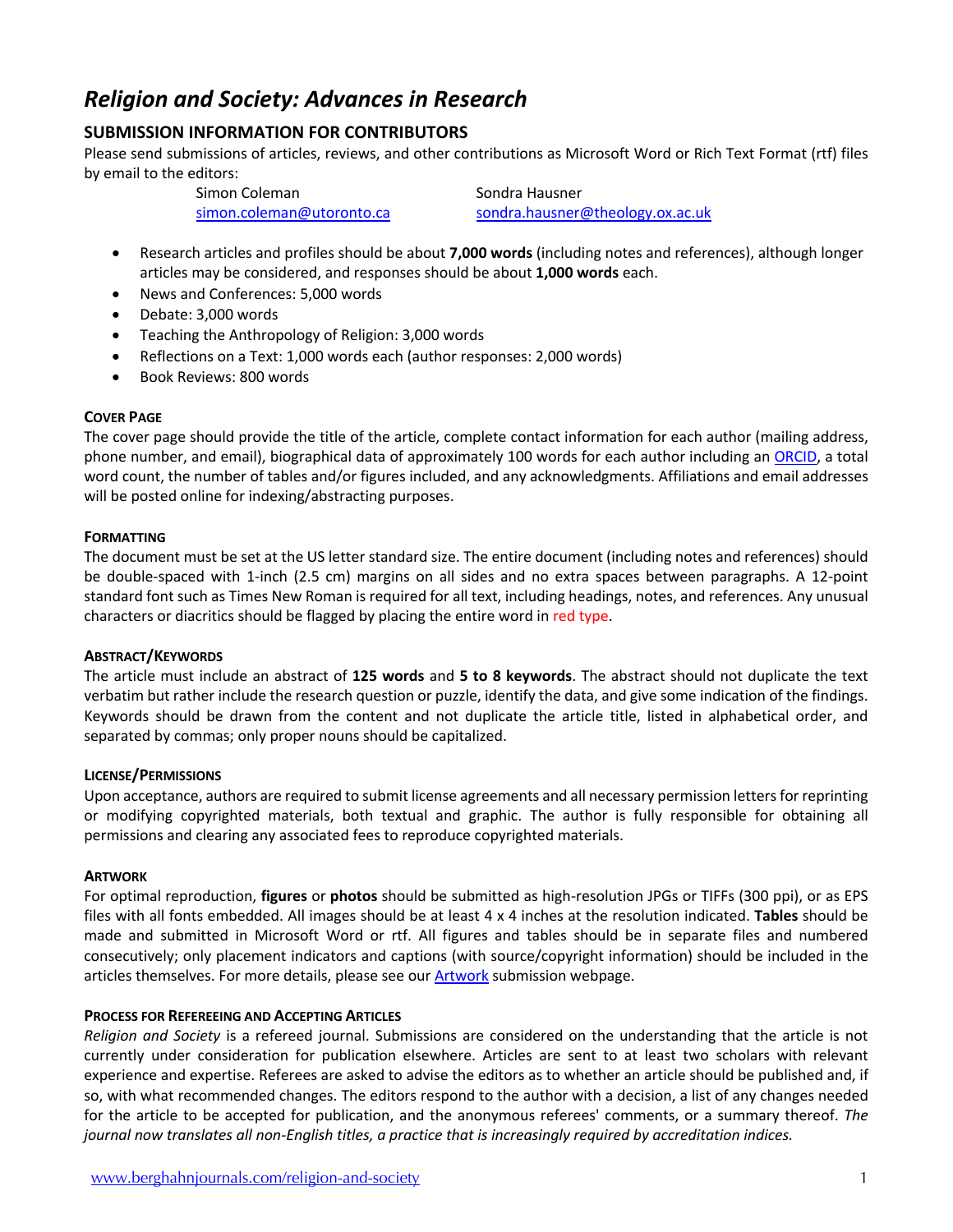# *Religion and Society: Advances in Research*

## SUBMISSION INFORMATION FOR CONTRIBUTORS

Please send submissions of articles, reviews, and other contributions as Microsoft Word or Rich Text Format (rtf) files by email to the editors:

Simon Coleman
simon.coleman@utoronto.ca

Sondra Hausner
sondra.hausner@theology.ox.ac.uk

- Research articles and profiles should be about **7,000 words** (including notes and references), although longer articles may be considered, and responses should be about **1,000 words** each.
- News and Conferences: 5,000 words
- Debate: 3,000 words
- Teaching the Anthropology of Religion: 3,000 words
- Reflections on a Text: 1,000 words each (author responses: 2,000 words)
- Book Reviews: 800 words

### COVER PAGE

The cover page should provide the title of the article, complete contact information for each author (mailing address, phone number, and email), biographical data of approximately 100 words for each author including an ORCID, a total word count, the number of tables and/or figures included, and any acknowledgments. Affiliations and email addresses will be posted online for indexing/abstracting purposes.

### FORMATTING

The document must be set at the US letter standard size. The entire document (including notes and references) should be double-spaced with 1-inch (2.5 cm) margins on all sides and no extra spaces between paragraphs. A 12-point standard font such as Times New Roman is required for all text, including headings, notes, and references. Any unusual characters or diacritics should be flagged by placing the entire word in red type.

### ABSTRACT/KEYWORDS

The article must include an abstract of **125 words** and **5 to 8 keywords**. The abstract should not duplicate the text verbatim but rather include the research question or puzzle, identify the data, and give some indication of the findings. Keywords should be drawn from the content and not duplicate the article title, listed in alphabetical order, and separated by commas; only proper nouns should be capitalized.

### LICENSE/PERMISSIONS

Upon acceptance, authors are required to submit license agreements and all necessary permission letters for reprinting or modifying copyrighted materials, both textual and graphic. The author is fully responsible for obtaining all permissions and clearing any associated fees to reproduce copyrighted materials.

### ARTWORK

For optimal reproduction, **figures** or **photos** should be submitted as high-resolution JPGs or TIFFs (300 ppi), or as EPS files with all fonts embedded. All images should be at least 4 x 4 inches at the resolution indicated. **Tables** should be made and submitted in Microsoft Word or rtf. All figures and tables should be in separate files and numbered consecutively; only placement indicators and captions (with source/copyright information) should be included in the articles themselves. For more details, please see our Artwork submission webpage.

### PROCESS FOR REFEREEING AND ACCEPTING ARTICLES

*Religion and Society* is a refereed journal. Submissions are considered on the understanding that the article is not currently under consideration for publication elsewhere. Articles are sent to at least two scholars with relevant experience and expertise. Referees are asked to advise the editors as to whether an article should be published and, if so, with what recommended changes. The editors respond to the author with a decision, a list of any changes needed for the article to be accepted for publication, and the anonymous referees' comments, or a summary thereof. *The journal now translates all non-English titles, a practice that is increasingly required by accreditation indices.*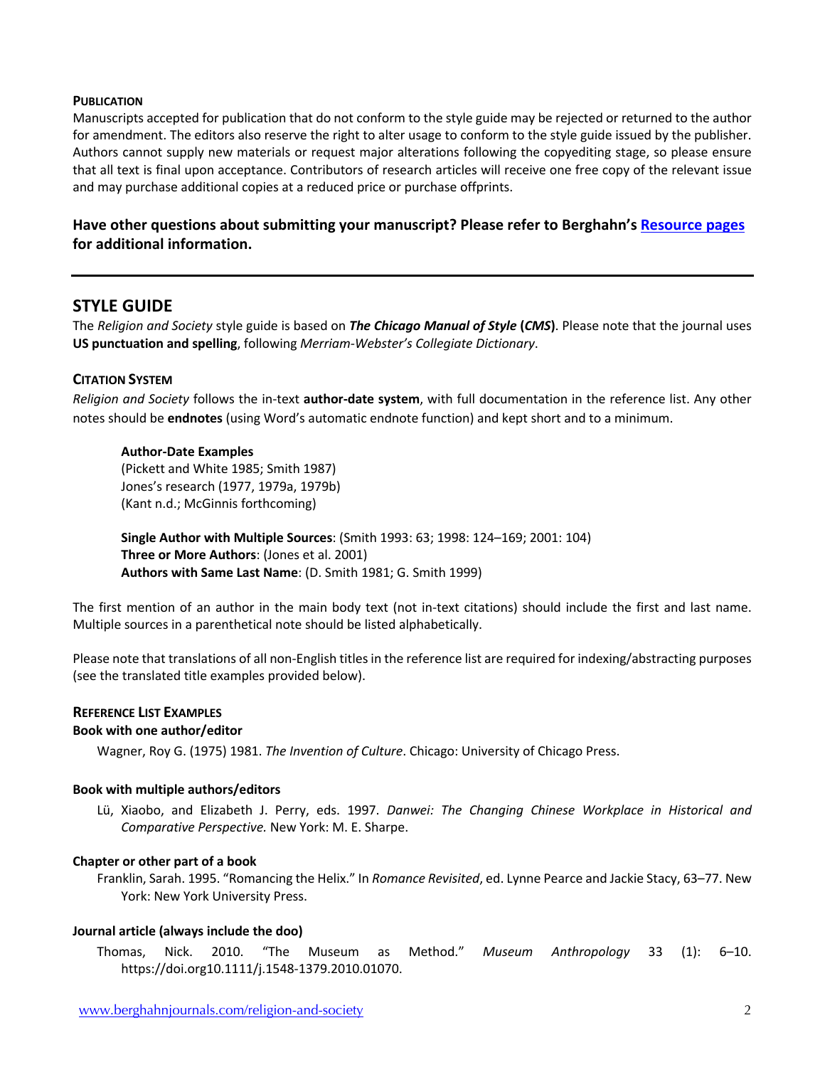**PUBLICATION**

Manuscripts accepted for publication that do not conform to the style guide may be rejected or returned to the author for amendment. The editors also reserve the right to alter usage to conform to the style guide issued by the publisher. Authors cannot supply new materials or request major alterations following the copyediting stage, so please ensure that all text is final upon acceptance. Contributors of research articles will receive one free copy of the relevant issue and may purchase additional copies at a reduced price or purchase offprints.

### Have other questions about submitting your manuscript? Please refer to Berghahn's Resource pages for additional information.

---

## STYLE GUIDE

The *Religion and Society* style guide is based on ***The Chicago Manual of Style* (*CMS*)**. Please note that the journal uses **US punctuation and spelling**, following *Merriam-Webster's Collegiate Dictionary*.

**CITATION SYSTEM**

*Religion and Society* follows the in-text **author-date system**, with full documentation in the reference list. Any other notes should be **endnotes** (using Word's automatic endnote function) and kept short and to a minimum.

**Author-Date Examples**
(Pickett and White 1985; Smith 1987)
Jones's research (1977, 1979a, 1979b)
(Kant n.d.; McGinnis forthcoming)

**Single Author with Multiple Sources**: (Smith 1993: 63; 1998: 124–169; 2001: 104)
**Three or More Authors**: (Jones et al. 2001)
**Authors with Same Last Name**: (D. Smith 1981; G. Smith 1999)

The first mention of an author in the main body text (not in-text citations) should include the first and last name. Multiple sources in a parenthetical note should be listed alphabetically.

Please note that translations of all non-English titles in the reference list are required for indexing/abstracting purposes (see the translated title examples provided below).

**REFERENCE LIST EXAMPLES**

**Book with one author/editor**

Wagner, Roy G. (1975) 1981. *The Invention of Culture*. Chicago: University of Chicago Press.

**Book with multiple authors/editors**

Lü, Xiaobo, and Elizabeth J. Perry, eds. 1997. *Danwei: The Changing Chinese Workplace in Historical and Comparative Perspective.* New York: M. E. Sharpe.

**Chapter or other part of a book**

Franklin, Sarah. 1995. "Romancing the Helix." In *Romance Revisited*, ed. Lynne Pearce and Jackie Stacy, 63–77. New York: New York University Press.

**Journal article (always include the doo)**

Thomas, Nick. 2010. "The Museum as Method." *Museum Anthropology* 33 (1): 6–10. https://doi.org10.1111/j.1548-1379.2010.01070.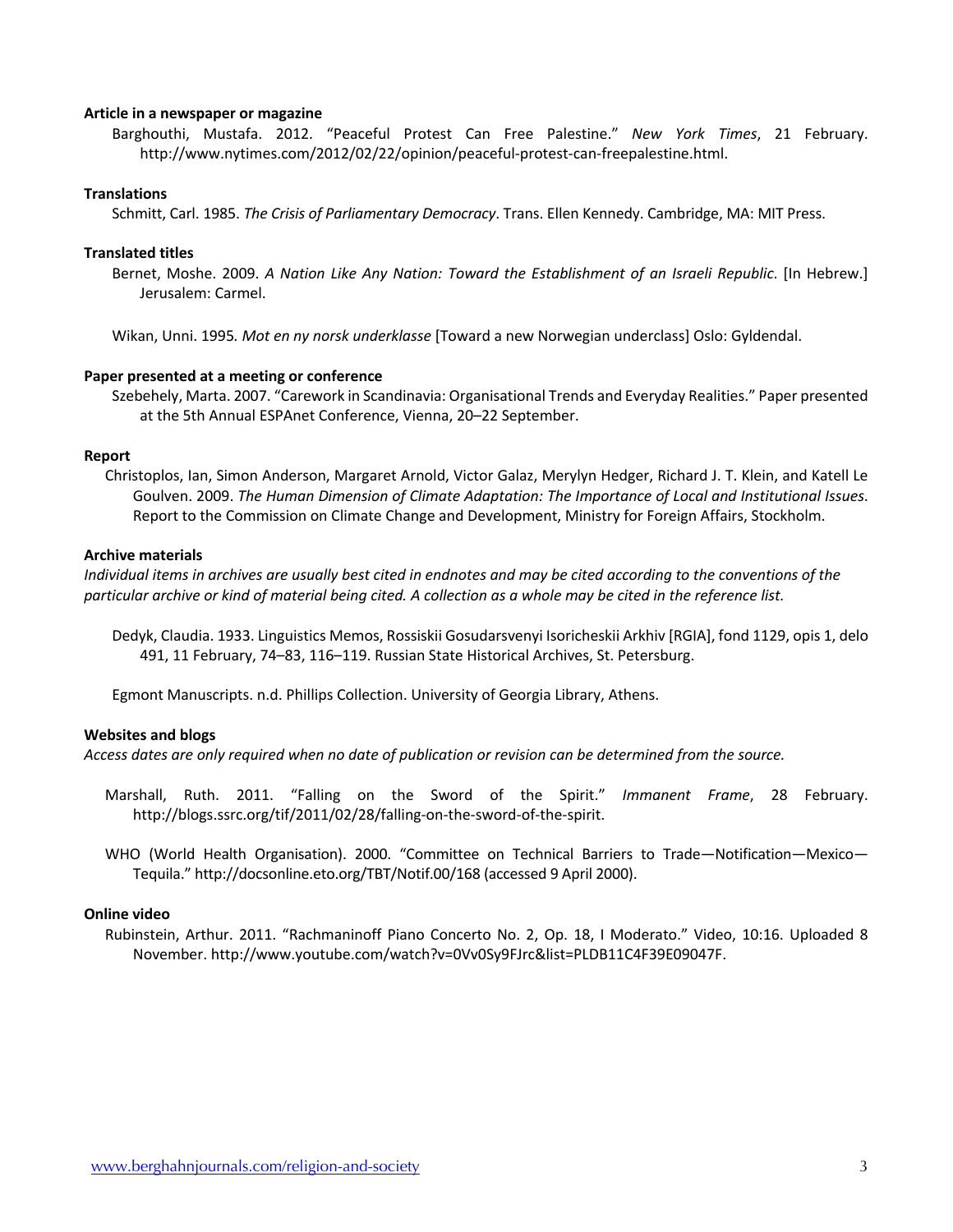**Article in a newspaper or magazine**

Barghouthi, Mustafa. 2012. "Peaceful Protest Can Free Palestine." *New York Times*, 21 February. http://www.nytimes.com/2012/02/22/opinion/peaceful-protest-can-freepalestine.html.

**Translations**

Schmitt, Carl. 1985. *The Crisis of Parliamentary Democracy*. Trans. Ellen Kennedy. Cambridge, MA: MIT Press.

**Translated titles**

Bernet, Moshe. 2009. *A Nation Like Any Nation: Toward the Establishment of an Israeli Republic*. [In Hebrew.] Jerusalem: Carmel.

Wikan, Unni. 1995. *Mot en ny norsk underklasse* [Toward a new Norwegian underclass] Oslo: Gyldendal.

**Paper presented at a meeting or conference**

Szebehely, Marta. 2007. "Carework in Scandinavia: Organisational Trends and Everyday Realities." Paper presented at the 5th Annual ESPAnet Conference, Vienna, 20–22 September.

**Report**

Christoplos, Ian, Simon Anderson, Margaret Arnold, Victor Galaz, Merylyn Hedger, Richard J. T. Klein, and Katell Le Goulven. 2009. *The Human Dimension of Climate Adaptation: The Importance of Local and Institutional Issues*. Report to the Commission on Climate Change and Development, Ministry for Foreign Affairs, Stockholm.

**Archive materials**

*Individual items in archives are usually best cited in endnotes and may be cited according to the conventions of the particular archive or kind of material being cited. A collection as a whole may be cited in the reference list.*

Dedyk, Claudia. 1933. Linguistics Memos, Rossiskii Gosudarsvenyi Isoricheskii Arkhiv [RGIA], fond 1129, opis 1, delo 491, 11 February, 74–83, 116–119. Russian State Historical Archives, St. Petersburg.

Egmont Manuscripts. n.d. Phillips Collection. University of Georgia Library, Athens.

**Websites and blogs**

*Access dates are only required when no date of publication or revision can be determined from the source.*

Marshall, Ruth. 2011. "Falling on the Sword of the Spirit." *Immanent Frame*, 28 February. http://blogs.ssrc.org/tif/2011/02/28/falling-on-the-sword-of-the-spirit.

WHO (World Health Organisation). 2000. "Committee on Technical Barriers to Trade—Notification—Mexico—Tequila." http://docsonline.eto.org/TBT/Notif.00/168 (accessed 9 April 2000).

**Online video**

Rubinstein, Arthur. 2011. "Rachmaninoff Piano Concerto No. 2, Op. 18, I Moderato." Video, 10:16. Uploaded 8 November. http://www.youtube.com/watch?v=0Vv0Sy9FJrc&list=PLDB11C4F39E09047F.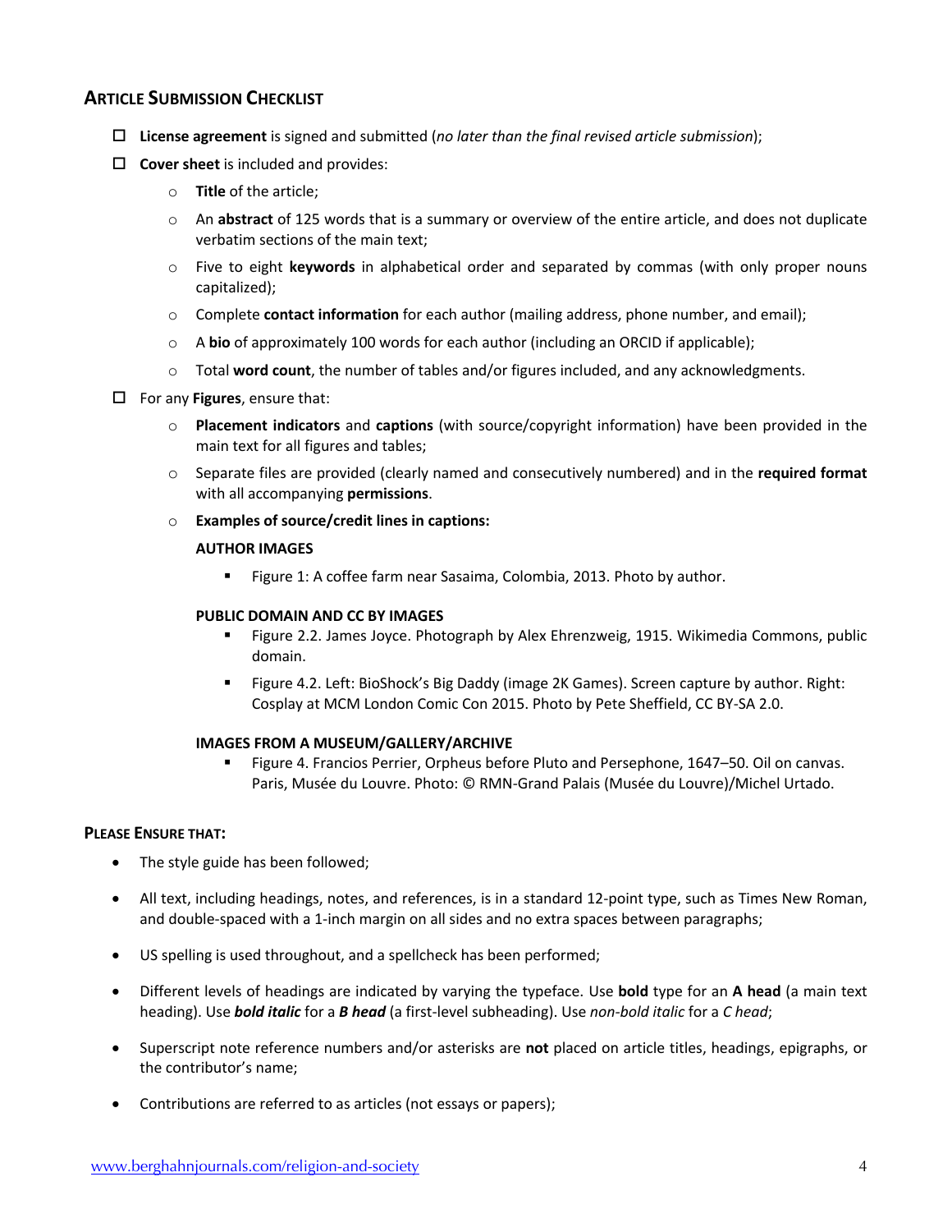## ARTICLE SUBMISSION CHECKLIST

- ☐ **License agreement** is signed and submitted (*no later than the final revised article submission*);
- ☐ **Cover sheet** is included and provides:
  - **Title** of the article;
  - An **abstract** of 125 words that is a summary or overview of the entire article, and does not duplicate verbatim sections of the main text;
  - Five to eight **keywords** in alphabetical order and separated by commas (with only proper nouns capitalized);
  - Complete **contact information** for each author (mailing address, phone number, and email);
  - A **bio** of approximately 100 words for each author (including an ORCID if applicable);
  - Total **word count**, the number of tables and/or figures included, and any acknowledgments.
- ☐ For any **Figures**, ensure that:
  - **Placement indicators** and **captions** (with source/copyright information) have been provided in the main text for all figures and tables;
  - Separate files are provided (clearly named and consecutively numbered) and in the **required format** with all accompanying **permissions**.
  - **Examples of source/credit lines in captions:**

    **AUTHOR IMAGES**

    - Figure 1: A coffee farm near Sasaima, Colombia, 2013. Photo by author.

    **PUBLIC DOMAIN AND CC BY IMAGES**

    - Figure 2.2. James Joyce. Photograph by Alex Ehrenzweig, 1915. Wikimedia Commons, public domain.
    - Figure 4.2. Left: BioShock's Big Daddy (image 2K Games). Screen capture by author. Right: Cosplay at MCM London Comic Con 2015. Photo by Pete Sheffield, CC BY-SA 2.0.

    **IMAGES FROM A MUSEUM/GALLERY/ARCHIVE**

    - Figure 4. Francios Perrier, Orpheus before Pluto and Persephone, 1647–50. Oil on canvas. Paris, Musée du Louvre. Photo: © RMN-Grand Palais (Musée du Louvre)/Michel Urtado.

**PLEASE ENSURE THAT:**

- The style guide has been followed;
- All text, including headings, notes, and references, is in a standard 12-point type, such as Times New Roman, and double-spaced with a 1-inch margin on all sides and no extra spaces between paragraphs;
- US spelling is used throughout, and a spellcheck has been performed;
- Different levels of headings are indicated by varying the typeface. Use **bold** type for an **A head** (a main text heading). Use ***bold italic*** for a ***B head*** (a first-level subheading). Use *non-bold italic* for a *C head*;
- Superscript note reference numbers and/or asterisks are **not** placed on article titles, headings, epigraphs, or the contributor's name;
- Contributions are referred to as articles (not essays or papers);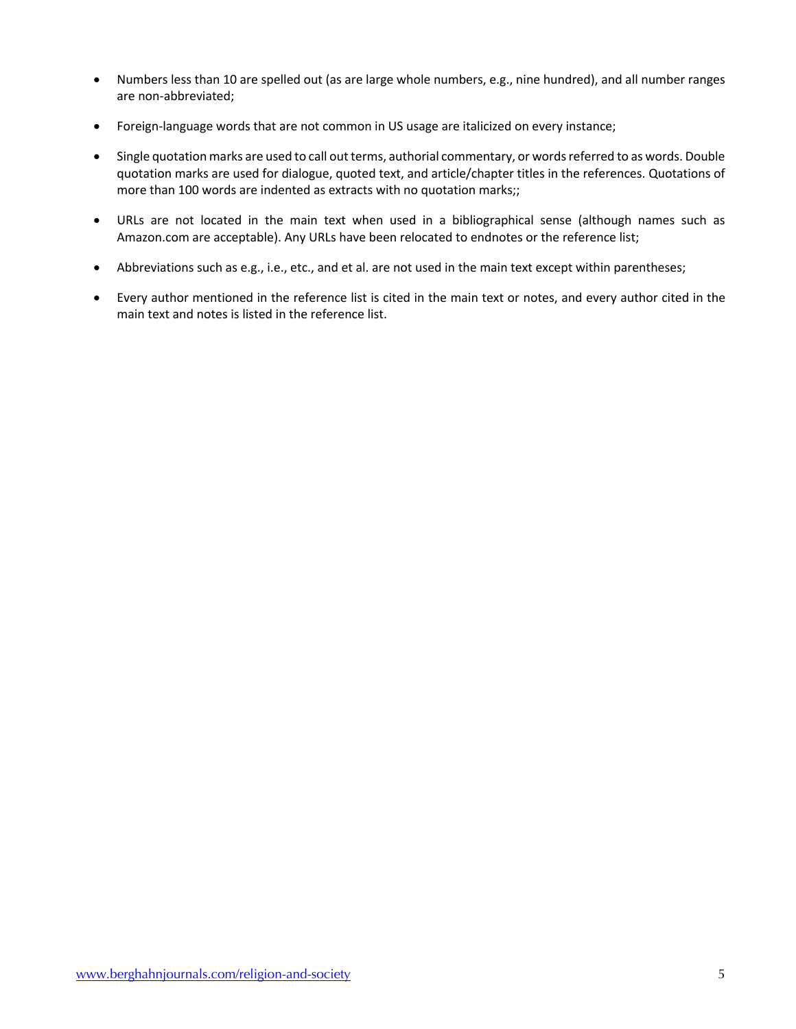- Numbers less than 10 are spelled out (as are large whole numbers, e.g., nine hundred), and all number ranges are non-abbreviated;
- Foreign-language words that are not common in US usage are italicized on every instance;
- Single quotation marks are used to call out terms, authorial commentary, or words referred to as words. Double quotation marks are used for dialogue, quoted text, and article/chapter titles in the references. Quotations of more than 100 words are indented as extracts with no quotation marks;;
- URLs are not located in the main text when used in a bibliographical sense (although names such as Amazon.com are acceptable). Any URLs have been relocated to endnotes or the reference list;
- Abbreviations such as e.g., i.e., etc., and et al. are not used in the main text except within parentheses;
- Every author mentioned in the reference list is cited in the main text or notes, and every author cited in the main text and notes is listed in the reference list.